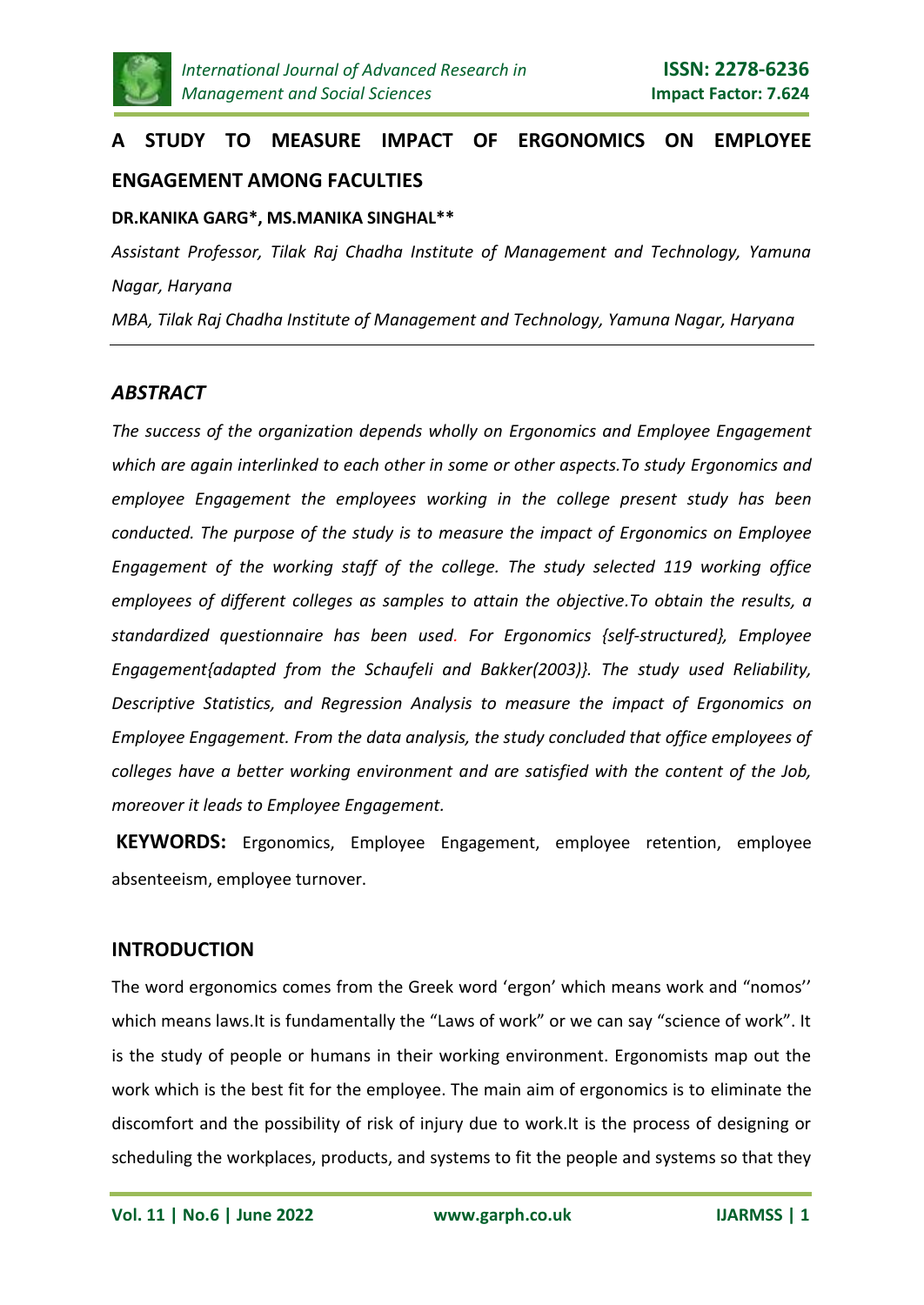# A STUDY TO MEASURE IMPACT OF ERGONOMICS ON EMPLOYEE ENGAGEMENT AMONG FACULTIES

**DR.KANIKA GARG*, MS.MANIKA SINGHAL****

*Assistant Professor, Tilak Raj Chadha Institute of Management and Technology, Yamuna Nagar, Haryana*

*MBA, Tilak Raj Chadha Institute of Management and Technology, Yamuna Nagar, Haryana*

---

## *ABSTRACT*

*The success of the organization depends wholly on Ergonomics and Employee Engagement which are again interlinked to each other in some or other aspects.To study Ergonomics and employee Engagement the employees working in the college present study has been conducted. The purpose of the study is to measure the impact of Ergonomics on Employee Engagement of the working staff of the college. The study selected 119 working office employees of different colleges as samples to attain the objective.To obtain the results, a standardized questionnaire has been used. For Ergonomics {self-structured}, Employee Engagement{adapted from the Schaufeli and Bakker(2003)}. The study used Reliability, Descriptive Statistics, and Regression Analysis to measure the impact of Ergonomics on Employee Engagement. From the data analysis, the study concluded that office employees of colleges have a better working environment and are satisfied with the content of the Job, moreover it leads to Employee Engagement.*

**KEYWORDS:** Ergonomics, Employee Engagement, employee retention, employee absenteeism, employee turnover.

## INTRODUCTION

The word ergonomics comes from the Greek word 'ergon' which means work and "nomos'' which means laws.It is fundamentally the "Laws of work" or we can say "science of work". It is the study of people or humans in their working environment. Ergonomists map out the work which is the best fit for the employee. The main aim of ergonomics is to eliminate the discomfort and the possibility of risk of injury due to work.It is the process of designing or scheduling the workplaces, products, and systems to fit the people and systems so that they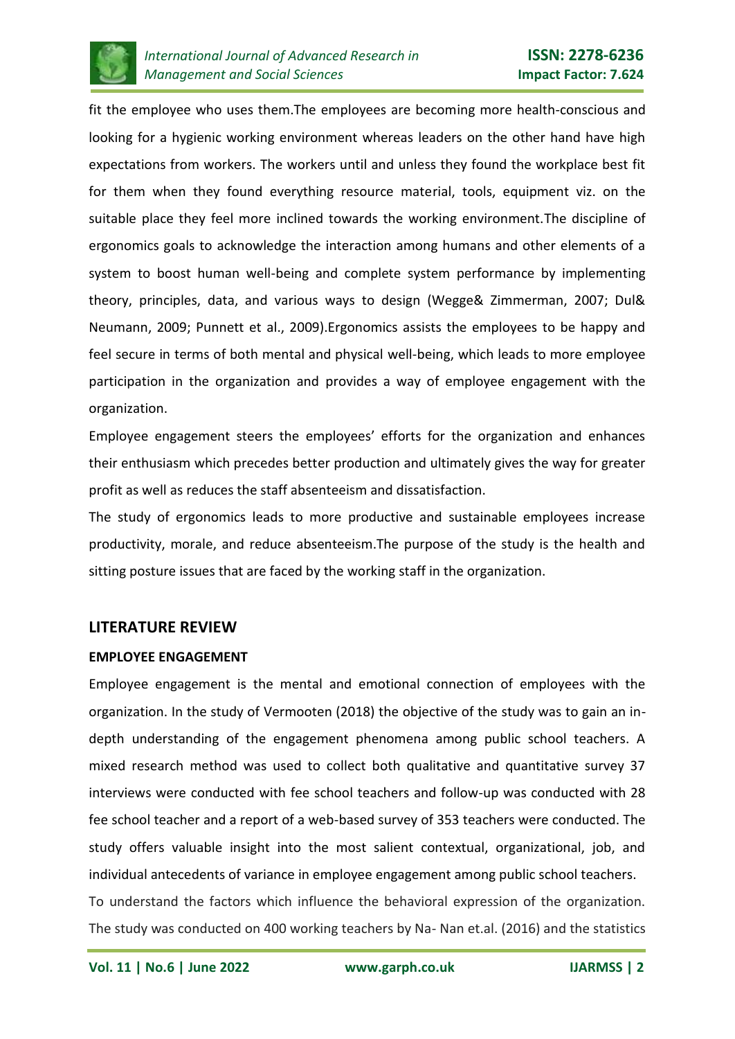fit the employee who uses them.The employees are becoming more health-conscious and looking for a hygienic working environment whereas leaders on the other hand have high expectations from workers. The workers until and unless they found the workplace best fit for them when they found everything resource material, tools, equipment viz. on the suitable place they feel more inclined towards the working environment.The discipline of ergonomics goals to acknowledge the interaction among humans and other elements of a system to boost human well-being and complete system performance by implementing theory, principles, data, and various ways to design (Wegge& Zimmerman, 2007; Dul& Neumann, 2009; Punnett et al., 2009).Ergonomics assists the employees to be happy and feel secure in terms of both mental and physical well-being, which leads to more employee participation in the organization and provides a way of employee engagement with the organization.

Employee engagement steers the employees' efforts for the organization and enhances their enthusiasm which precedes better production and ultimately gives the way for greater profit as well as reduces the staff absenteeism and dissatisfaction.

The study of ergonomics leads to more productive and sustainable employees increase productivity, morale, and reduce absenteeism.The purpose of the study is the health and sitting posture issues that are faced by the working staff in the organization.

## LITERATURE REVIEW

### EMPLOYEE ENGAGEMENT

Employee engagement is the mental and emotional connection of employees with the organization. In the study of Vermooten (2018) the objective of the study was to gain an in-depth understanding of the engagement phenomena among public school teachers. A mixed research method was used to collect both qualitative and quantitative survey 37 interviews were conducted with fee school teachers and follow-up was conducted with 28 fee school teacher and a report of a web-based survey of 353 teachers were conducted. The study offers valuable insight into the most salient contextual, organizational, job, and individual antecedents of variance in employee engagement among public school teachers.

To understand the factors which influence the behavioral expression of the organization. The study was conducted on 400 working teachers by Na- Nan et.al. (2016) and the statistics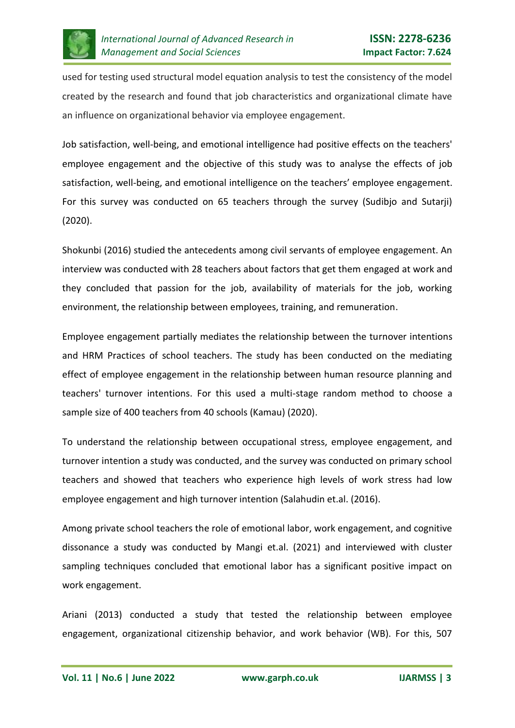used for testing used structural model equation analysis to test the consistency of the model created by the research and found that job characteristics and organizational climate have an influence on organizational behavior via employee engagement.

Job satisfaction, well-being, and emotional intelligence had positive effects on the teachers' employee engagement and the objective of this study was to analyse the effects of job satisfaction, well-being, and emotional intelligence on the teachers' employee engagement. For this survey was conducted on 65 teachers through the survey (Sudibjo and Sutarji) (2020).

Shokunbi (2016) studied the antecedents among civil servants of employee engagement. An interview was conducted with 28 teachers about factors that get them engaged at work and they concluded that passion for the job, availability of materials for the job, working environment, the relationship between employees, training, and remuneration.

Employee engagement partially mediates the relationship between the turnover intentions and HRM Practices of school teachers. The study has been conducted on the mediating effect of employee engagement in the relationship between human resource planning and teachers' turnover intentions. For this used a multi-stage random method to choose a sample size of 400 teachers from 40 schools (Kamau) (2020).

To understand the relationship between occupational stress, employee engagement, and turnover intention a study was conducted, and the survey was conducted on primary school teachers and showed that teachers who experience high levels of work stress had low employee engagement and high turnover intention (Salahudin et.al. (2016).

Among private school teachers the role of emotional labor, work engagement, and cognitive dissonance a study was conducted by Mangi et.al. (2021) and interviewed with cluster sampling techniques concluded that emotional labor has a significant positive impact on work engagement.

Ariani (2013) conducted a study that tested the relationship between employee engagement, organizational citizenship behavior, and work behavior (WB). For this, 507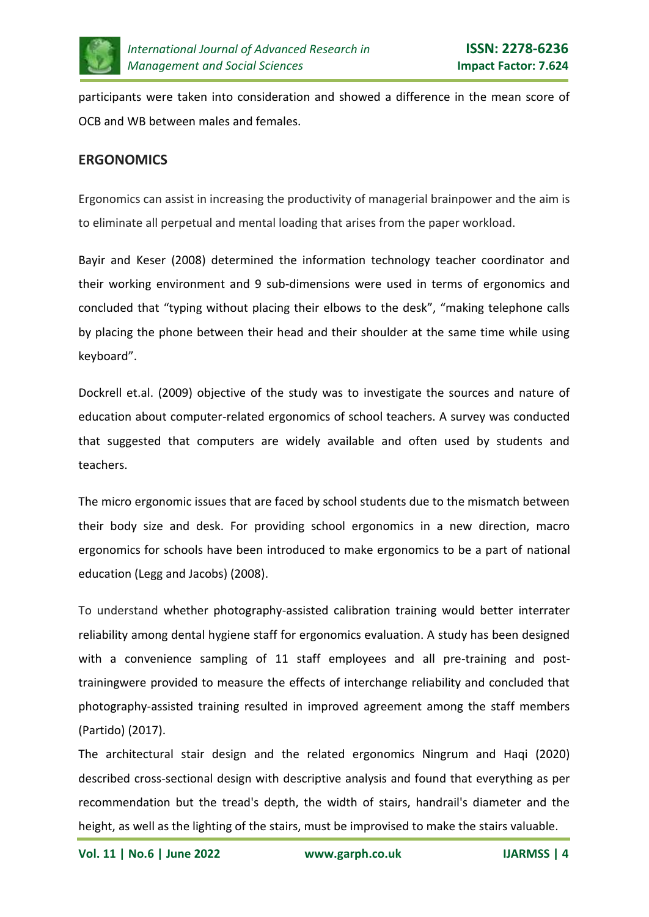participants were taken into consideration and showed a difference in the mean score of OCB and WB between males and females.

## ERGONOMICS

Ergonomics can assist in increasing the productivity of managerial brainpower and the aim is to eliminate all perpetual and mental loading that arises from the paper workload.

Bayir and Keser (2008) determined the information technology teacher coordinator and their working environment and 9 sub-dimensions were used in terms of ergonomics and concluded that "typing without placing their elbows to the desk", "making telephone calls by placing the phone between their head and their shoulder at the same time while using keyboard".

Dockrell et.al. (2009) objective of the study was to investigate the sources and nature of education about computer-related ergonomics of school teachers. A survey was conducted that suggested that computers are widely available and often used by students and teachers.

The micro ergonomic issues that are faced by school students due to the mismatch between their body size and desk. For providing school ergonomics in a new direction, macro ergonomics for schools have been introduced to make ergonomics to be a part of national education (Legg and Jacobs) (2008).

To understand whether photography-assisted calibration training would better interrater reliability among dental hygiene staff for ergonomics evaluation. A study has been designed with a convenience sampling of 11 staff employees and all pre-training and post-trainingwere provided to measure the effects of interchange reliability and concluded that photography-assisted training resulted in improved agreement among the staff members (Partido) (2017).

The architectural stair design and the related ergonomics Ningrum and Haqi (2020) described cross-sectional design with descriptive analysis and found that everything as per recommendation but the tread's depth, the width of stairs, handrail's diameter and the height, as well as the lighting of the stairs, must be improvised to make the stairs valuable.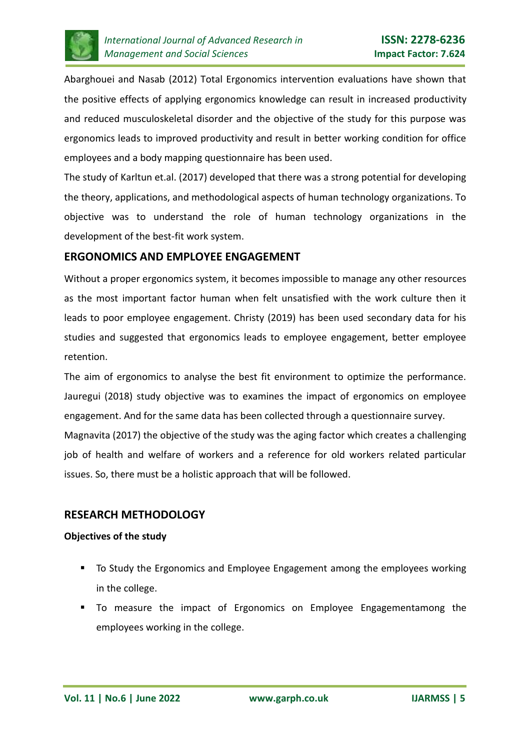Abarghouei and Nasab (2012) Total Ergonomics intervention evaluations have shown that the positive effects of applying ergonomics knowledge can result in increased productivity and reduced musculoskeletal disorder and the objective of the study for this purpose was ergonomics leads to improved productivity and result in better working condition for office employees and a body mapping questionnaire has been used.

The study of Karltun et.al. (2017) developed that there was a strong potential for developing the theory, applications, and methodological aspects of human technology organizations. To objective was to understand the role of human technology organizations in the development of the best-fit work system.

## ERGONOMICS AND EMPLOYEE ENGAGEMENT

Without a proper ergonomics system, it becomes impossible to manage any other resources as the most important factor human when felt unsatisfied with the work culture then it leads to poor employee engagement. Christy (2019) has been used secondary data for his studies and suggested that ergonomics leads to employee engagement, better employee retention.

The aim of ergonomics to analyse the best fit environment to optimize the performance. Jauregui (2018) study objective was to examines the impact of ergonomics on employee engagement. And for the same data has been collected through a questionnaire survey.

Magnavita (2017) the objective of the study was the aging factor which creates a challenging job of health and welfare of workers and a reference for old workers related particular issues. So, there must be a holistic approach that will be followed.

## RESEARCH METHODOLOGY

**Objectives of the study**

- To Study the Ergonomics and Employee Engagement among the employees working in the college.
- To measure the impact of Ergonomics on Employee Engagementamong the employees working in the college.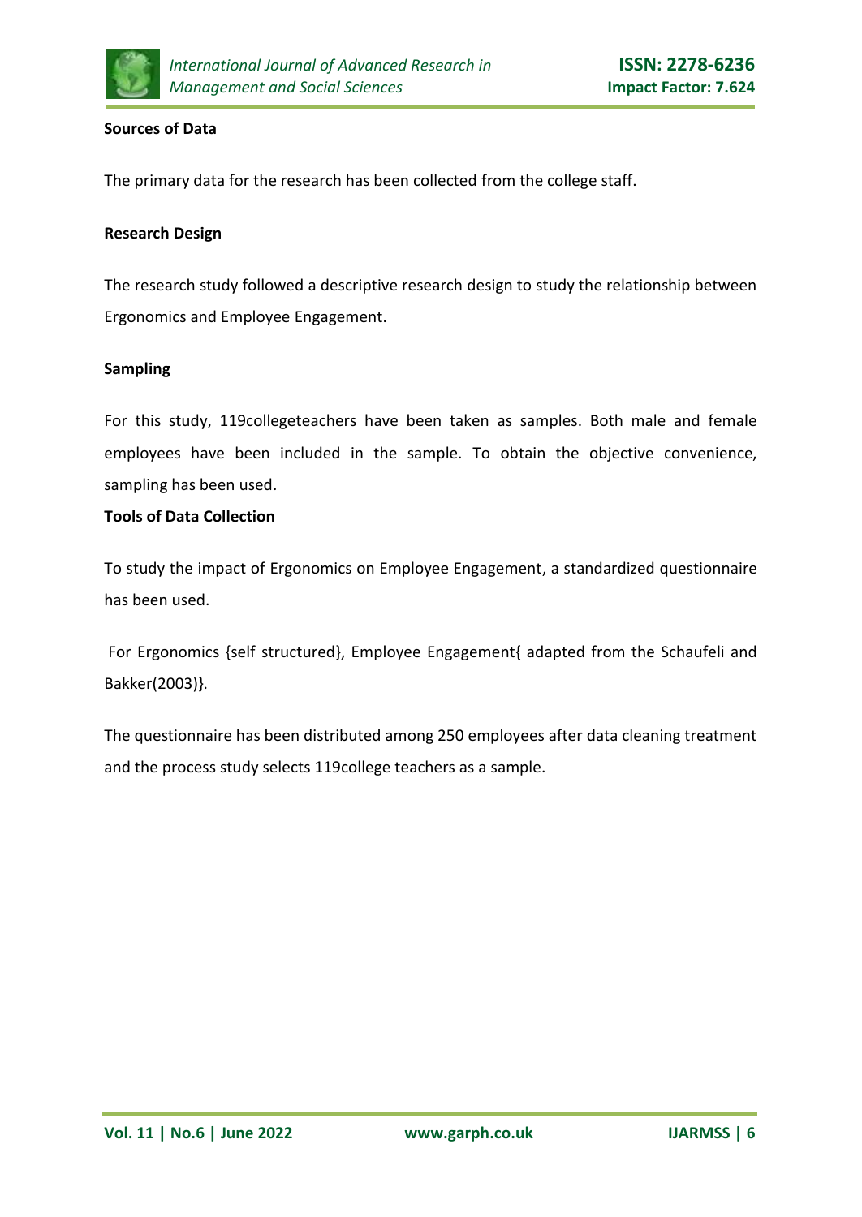**Sources of Data**

The primary data for the research has been collected from the college staff.

**Research Design**

The research study followed a descriptive research design to study the relationship between Ergonomics and Employee Engagement.

**Sampling**

For this study, 119collegeteachers have been taken as samples. Both male and female employees have been included in the sample. To obtain the objective convenience, sampling has been used.

**Tools of Data Collection**

To study the impact of Ergonomics on Employee Engagement, a standardized questionnaire has been used.

For Ergonomics {self structured}, Employee Engagement{ adapted from the Schaufeli and Bakker(2003)}.

The questionnaire has been distributed among 250 employees after data cleaning treatment and the process study selects 119college teachers as a sample.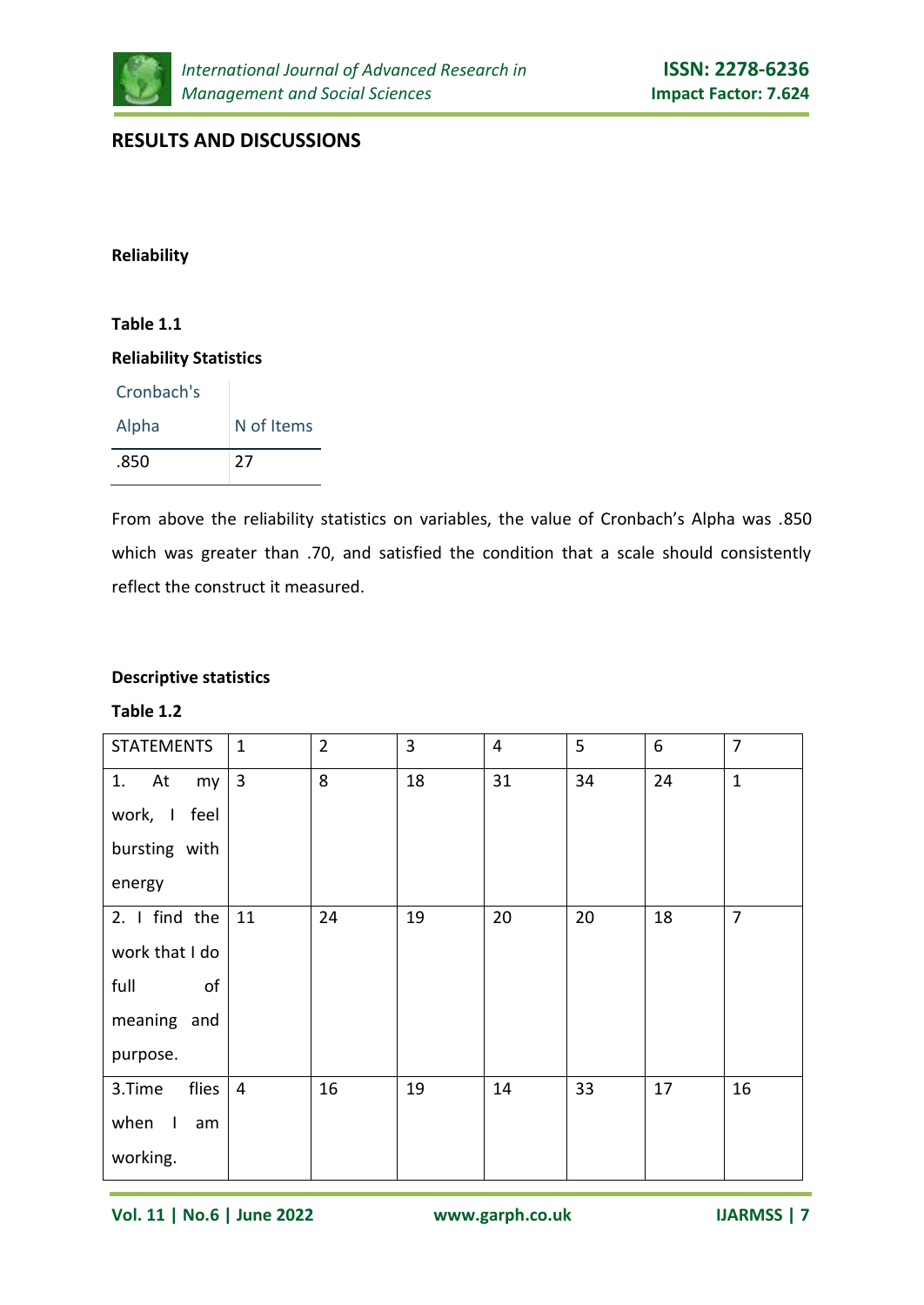## RESULTS AND DISCUSSIONS

**Reliability**

**Table 1.1**

**Reliability Statistics**

| Cronbach's Alpha | N of Items |
|---|---|
| .850 | 27 |

From above the reliability statistics on variables, the value of Cronbach's Alpha was .850 which was greater than .70, and satisfied the condition that a scale should consistently reflect the construct it measured.

**Descriptive statistics**

**Table 1.2**

| STATEMENTS | 1 | 2 | 3 | 4 | 5 | 6 | 7 |
|---|---|---|---|---|---|---|---|
| 1. At my work, I feel bursting with energy | 3 | 8 | 18 | 31 | 34 | 24 | 1 |
| 2. I find the work that I do full of meaning and purpose. | 11 | 24 | 19 | 20 | 20 | 18 | 7 |
| 3.Time flies when I am working. | 4 | 16 | 19 | 14 | 33 | 17 | 16 |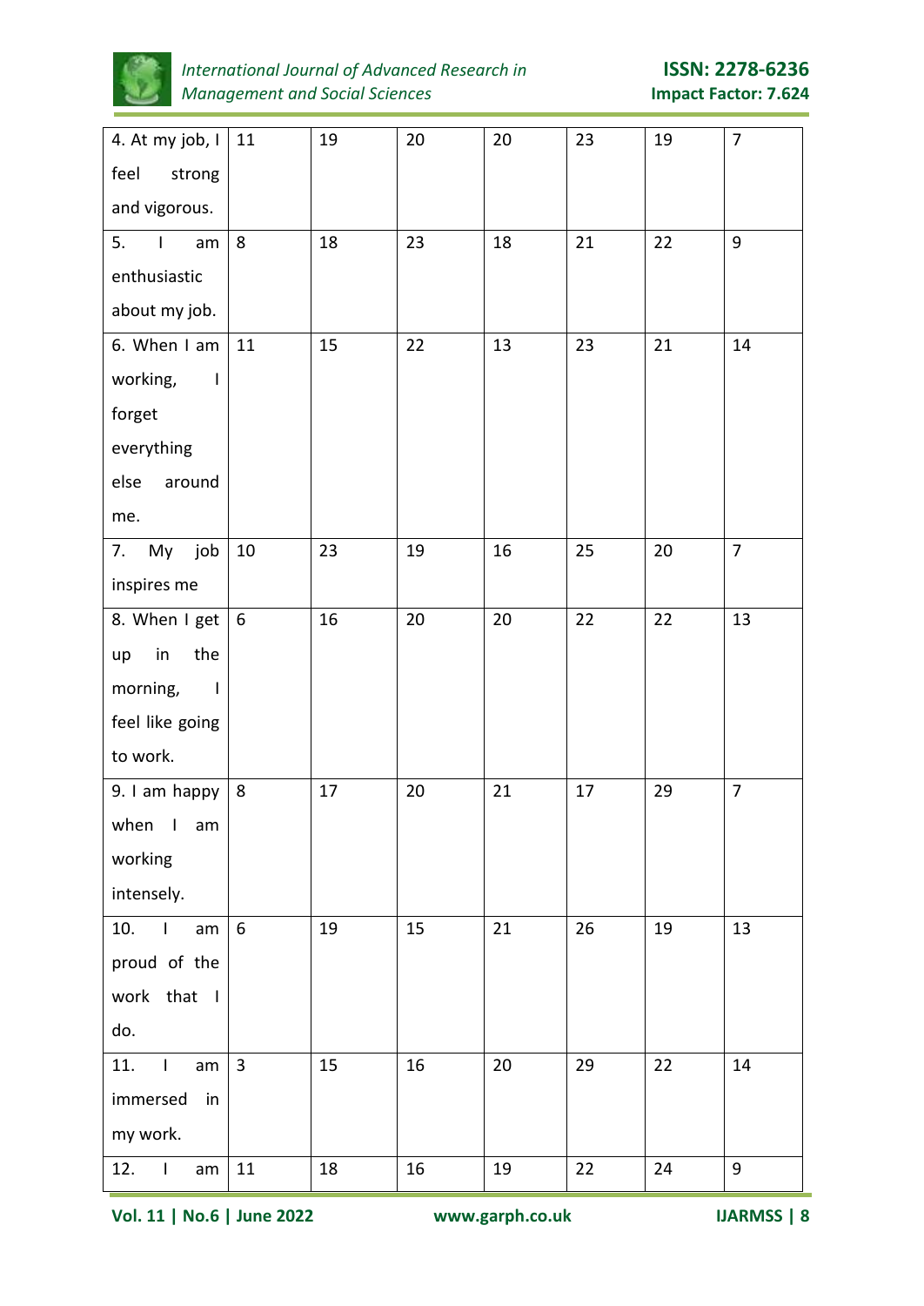| | | | | | | | |
|---|---|---|---|---|---|---|---|
| 4. At my job, I feel strong and vigorous. | 11 | 19 | 20 | 20 | 23 | 19 | 7 |
| 5. I am enthusiastic about my job. | 8 | 18 | 23 | 18 | 21 | 22 | 9 |
| 6. When I am working, I forget everything else around me. | 11 | 15 | 22 | 13 | 23 | 21 | 14 |
| 7. My job inspires me | 10 | 23 | 19 | 16 | 25 | 20 | 7 |
| 8. When I get up in the morning, I feel like going to work. | 6 | 16 | 20 | 20 | 22 | 22 | 13 |
| 9. I am happy when I am working intensely. | 8 | 17 | 20 | 21 | 17 | 29 | 7 |
| 10. I am proud of the work that I do. | 6 | 19 | 15 | 21 | 26 | 19 | 13 |
| 11. I am immersed in my work. | 3 | 15 | 16 | 20 | 29 | 22 | 14 |
| 12. I am | 11 | 18 | 16 | 19 | 22 | 24 | 9 |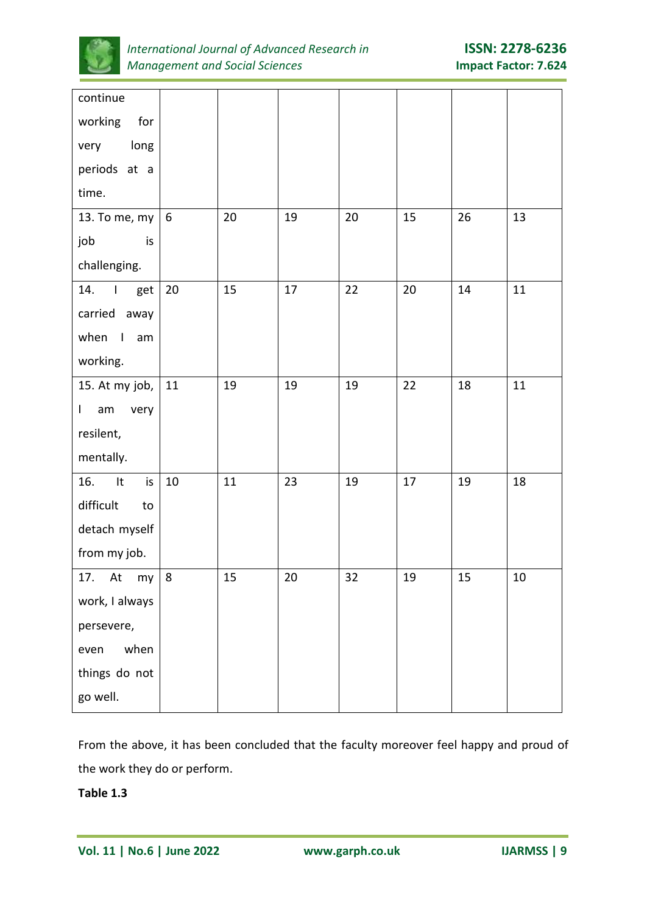| | | | | | | | |
|---|---|---|---|---|---|---|---|
| continue working for very long periods at a time. | | | | | | | |
| 13. To me, my job is challenging. | 6 | 20 | 19 | 20 | 15 | 26 | 13 |
| 14. I get carried away when I am working. | 20 | 15 | 17 | 22 | 20 | 14 | 11 |
| 15. At my job, I am very resilent, mentally. | 11 | 19 | 19 | 19 | 22 | 18 | 11 |
| 16. It is difficult to detach myself from my job. | 10 | 11 | 23 | 19 | 17 | 19 | 18 |
| 17. At my work, I always persevere, even when things do not go well. | 8 | 15 | 20 | 32 | 19 | 15 | 10 |

From the above, it has been concluded that the faculty moreover feel happy and proud of the work they do or perform.

**Table 1.3**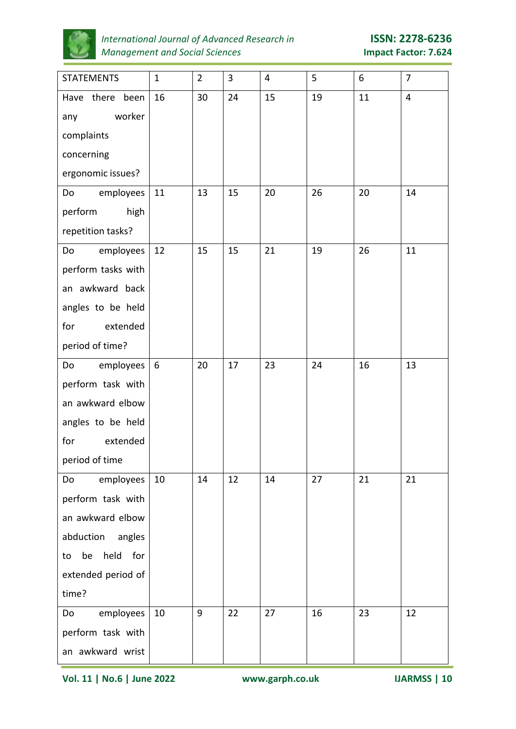| STATEMENTS | 1 | 2 | 3 | 4 | 5 | 6 | 7 |
|---|---|---|---|---|---|---|---|
| Have there been any worker complaints concerning ergonomic issues? | 16 | 30 | 24 | 15 | 19 | 11 | 4 |
| Do employees perform high repetition tasks? | 11 | 13 | 15 | 20 | 26 | 20 | 14 |
| Do employees perform tasks with an awkward back angles to be held for extended period of time? | 12 | 15 | 15 | 21 | 19 | 26 | 11 |
| Do employees perform task with an awkward elbow angles to be held for extended period of time | 6 | 20 | 17 | 23 | 24 | 16 | 13 |
| Do employees perform task with an awkward elbow abduction angles to be held for extended period of time? | 10 | 14 | 12 | 14 | 27 | 21 | 21 |
| Do employees perform task with an awkward wrist | 10 | 9 | 22 | 27 | 16 | 23 | 12 |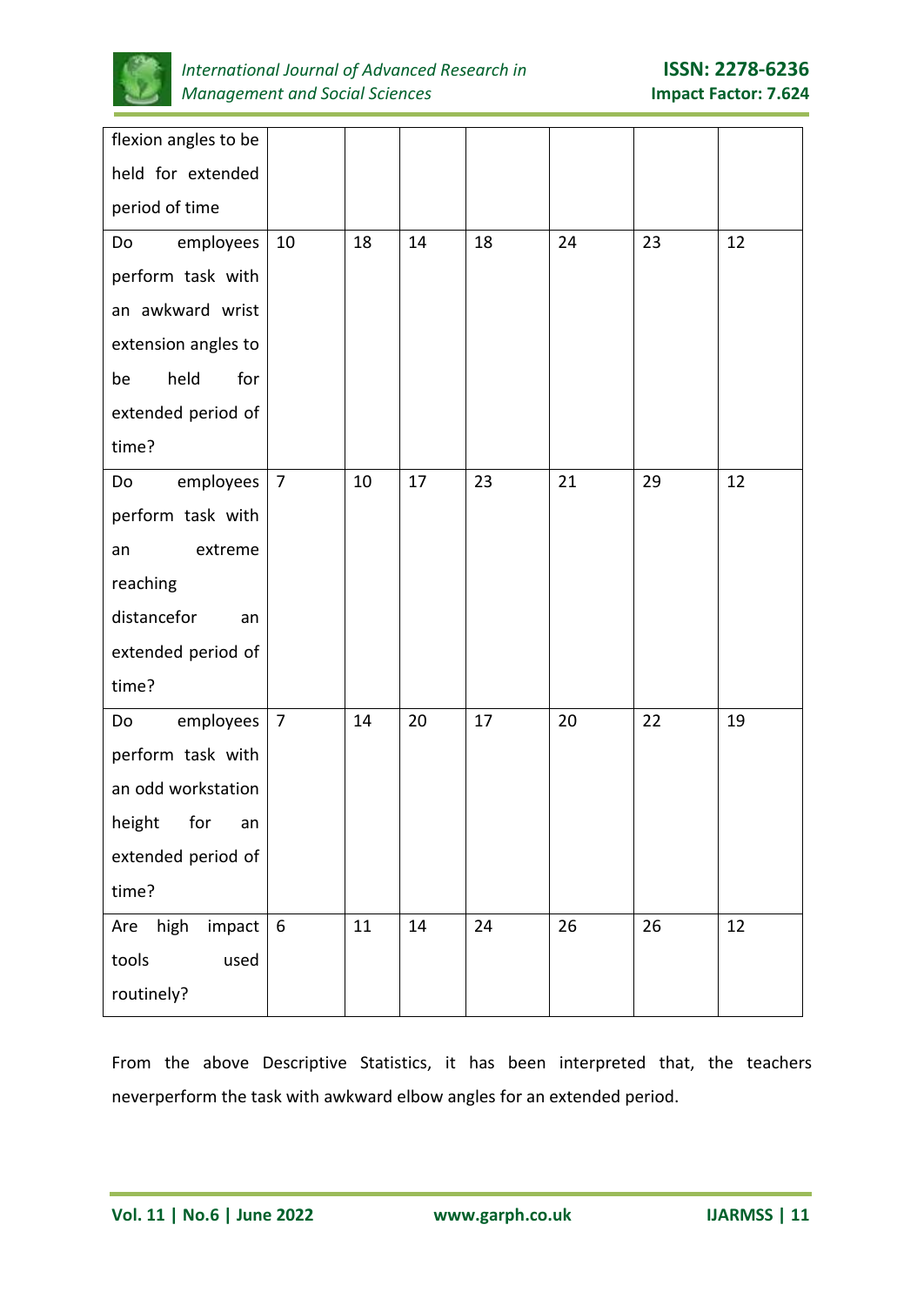| | | | | | | | |
|---|---|---|---|---|---|---|---|
| flexion angles to be held for extended period of time | | | | | | | |
| Do employees perform task with an awkward wrist extension angles to be held for extended period of time? | 10 | 18 | 14 | 18 | 24 | 23 | 12 |
| Do employees perform task with an extreme reaching distancefor an extended period of time? | 7 | 10 | 17 | 23 | 21 | 29 | 12 |
| Do employees perform task with an odd workstation height for an extended period of time? | 7 | 14 | 20 | 17 | 20 | 22 | 19 |
| Are high impact tools used routinely? | 6 | 11 | 14 | 24 | 26 | 26 | 12 |

From the above Descriptive Statistics, it has been interpreted that, the teachers neverperform the task with awkward elbow angles for an extended period.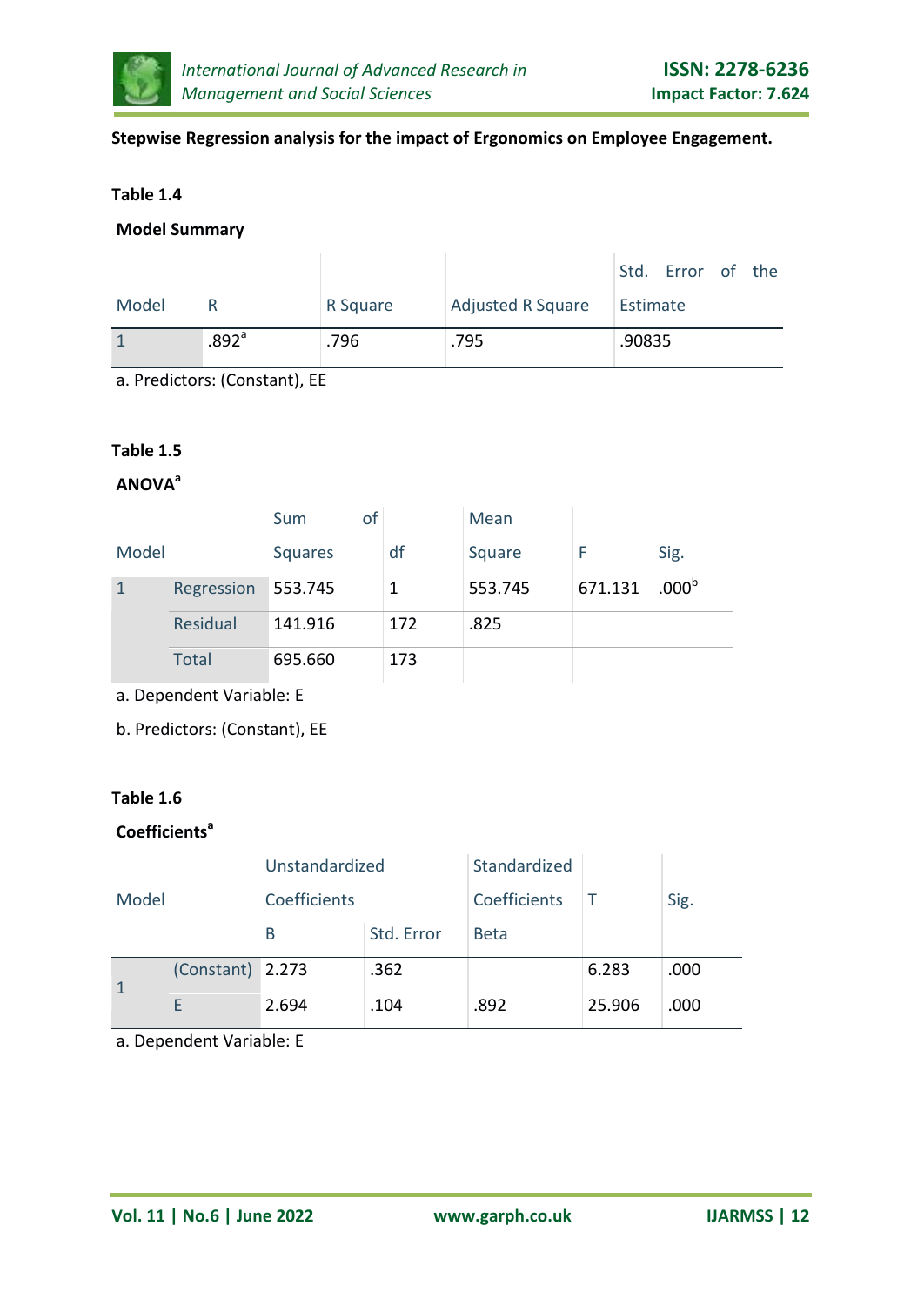**Stepwise Regression analysis for the impact of Ergonomics on Employee Engagement.**

**Table 1.4**

**Model Summary**

| Model | R | R Square | Adjusted R Square | Std. Error of the Estimate |
|---|---|---|---|---|
| 1 | .892[a] | .796 | .795 | .90835 |

a. Predictors: (Constant), EE

**Table 1.5**

**ANOVA[a]**

| Model | | Sum of Squares | df | Mean Square | F | Sig. |
|---|---|---|---|---|---|---|
| 1 | Regression | 553.745 | 1 | 553.745 | 671.131 | .000[b] |
| | Residual | 141.916 | 172 | .825 | | |
| | Total | 695.660 | 173 | | | |

a. Dependent Variable: E

b. Predictors: (Constant), EE

**Table 1.6**

**Coefficients[a]**

| Model | | Unstandardized Coefficients | | Standardized Coefficients | T | Sig. |
|---|---|---|---|---|---|---|
| | | B | Std. Error | Beta | | |
| 1 | (Constant) | 2.273 | .362 | | 6.283 | .000 |
| | E | 2.694 | .104 | .892 | 25.906 | .000 |

a. Dependent Variable: E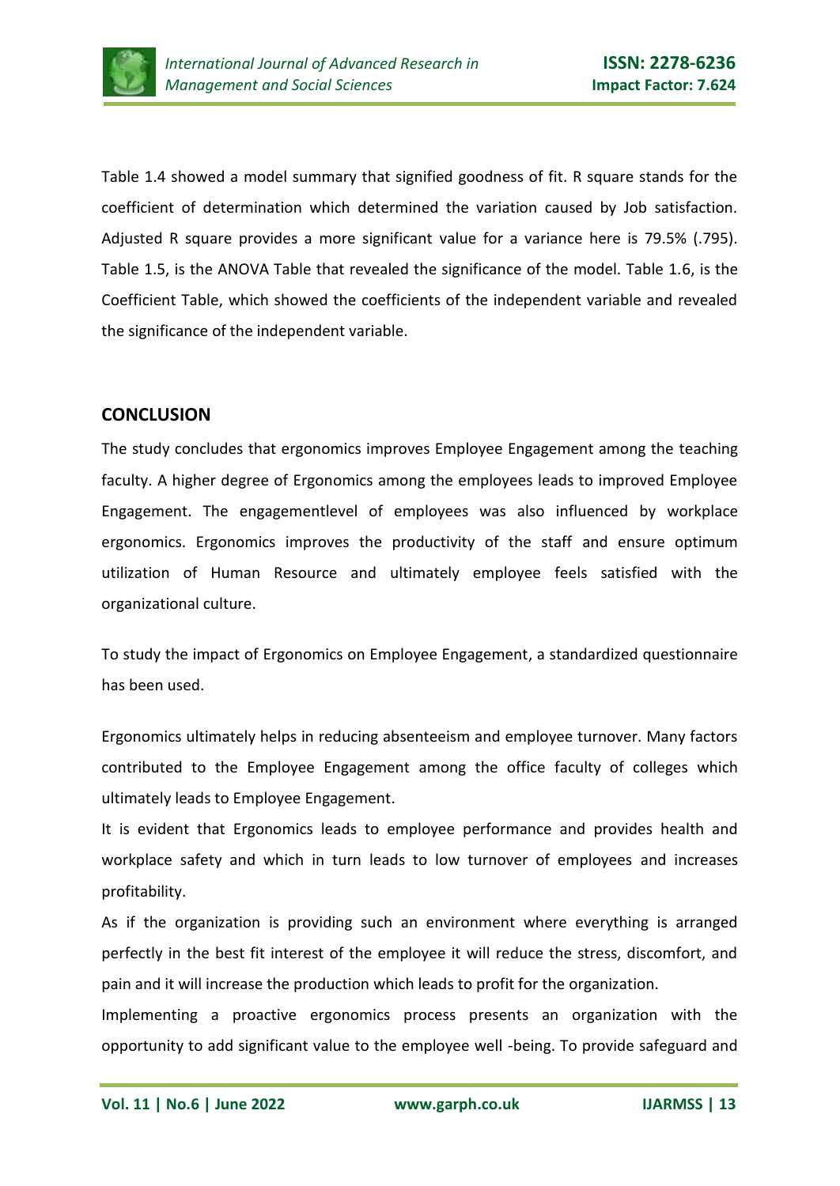Table 1.4 showed a model summary that signified goodness of fit. R square stands for the coefficient of determination which determined the variation caused by Job satisfaction. Adjusted R square provides a more significant value for a variance here is 79.5% (.795). Table 1.5, is the ANOVA Table that revealed the significance of the model. Table 1.6, is the Coefficient Table, which showed the coefficients of the independent variable and revealed the significance of the independent variable.

## CONCLUSION

The study concludes that ergonomics improves Employee Engagement among the teaching faculty. A higher degree of Ergonomics among the employees leads to improved Employee Engagement. The engagementlevel of employees was also influenced by workplace ergonomics. Ergonomics improves the productivity of the staff and ensure optimum utilization of Human Resource and ultimately employee feels satisfied with the organizational culture.

To study the impact of Ergonomics on Employee Engagement, a standardized questionnaire has been used.

Ergonomics ultimately helps in reducing absenteeism and employee turnover. Many factors contributed to the Employee Engagement among the office faculty of colleges which ultimately leads to Employee Engagement.

It is evident that Ergonomics leads to employee performance and provides health and workplace safety and which in turn leads to low turnover of employees and increases profitability.

As if the organization is providing such an environment where everything is arranged perfectly in the best fit interest of the employee it will reduce the stress, discomfort, and pain and it will increase the production which leads to profit for the organization.

Implementing a proactive ergonomics process presents an organization with the opportunity to add significant value to the employee well -being. To provide safeguard and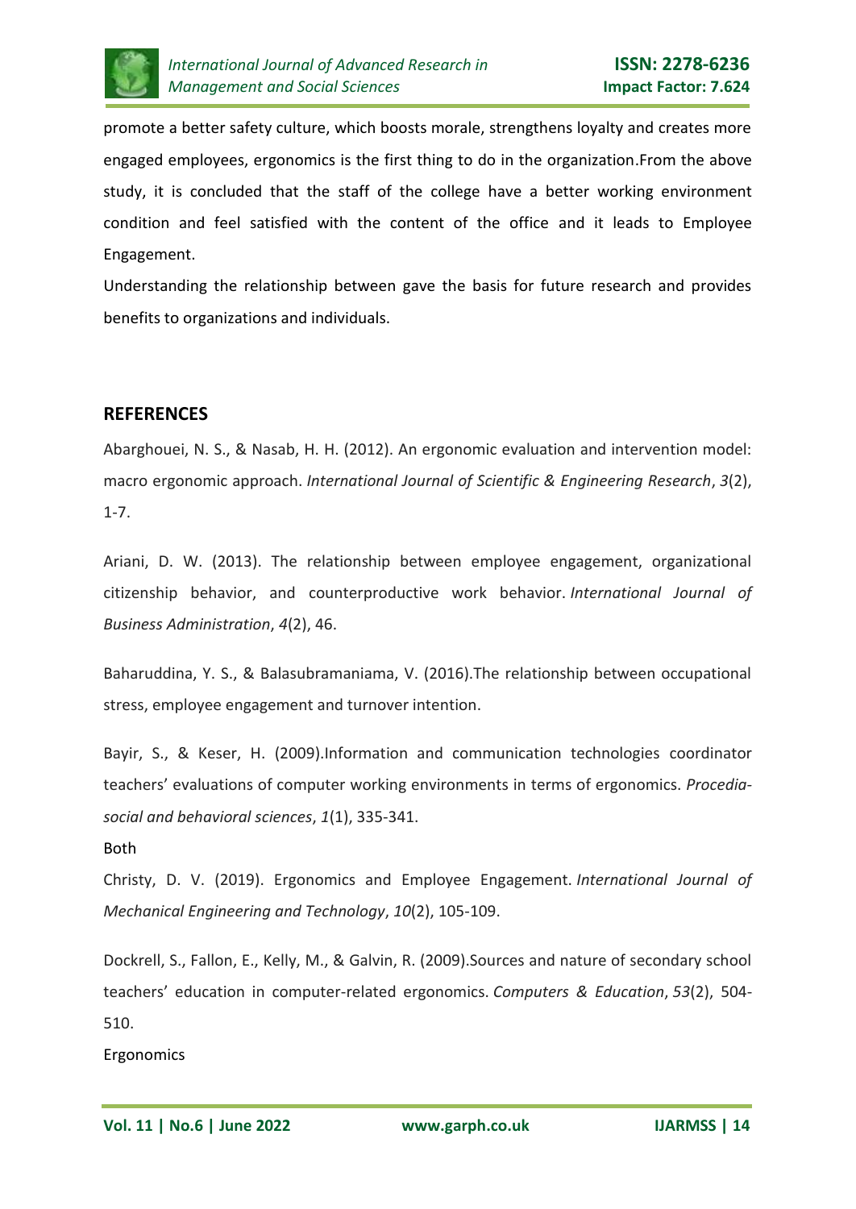promote a better safety culture, which boosts morale, strengthens loyalty and creates more engaged employees, ergonomics is the first thing to do in the organization.From the above study, it is concluded that the staff of the college have a better working environment condition and feel satisfied with the content of the office and it leads to Employee Engagement.

Understanding the relationship between gave the basis for future research and provides benefits to organizations and individuals.

## REFERENCES

Abarghouei, N. S., & Nasab, H. H. (2012). An ergonomic evaluation and intervention model: macro ergonomic approach. *International Journal of Scientific & Engineering Research*, *3*(2), 1-7.

Ariani, D. W. (2013). The relationship between employee engagement, organizational citizenship behavior, and counterproductive work behavior. *International Journal of Business Administration*, *4*(2), 46.

Baharuddina, Y. S., & Balasubramaniama, V. (2016).The relationship between occupational stress, employee engagement and turnover intention.

Bayir, S., & Keser, H. (2009).Information and communication technologies coordinator teachers' evaluations of computer working environments in terms of ergonomics. *Procedia-social and behavioral sciences*, *1*(1), 335-341.

Both

Christy, D. V. (2019). Ergonomics and Employee Engagement. *International Journal of Mechanical Engineering and Technology*, *10*(2), 105-109.

Dockrell, S., Fallon, E., Kelly, M., & Galvin, R. (2009).Sources and nature of secondary school teachers' education in computer-related ergonomics. *Computers & Education*, *53*(2), 504-510.

Ergonomics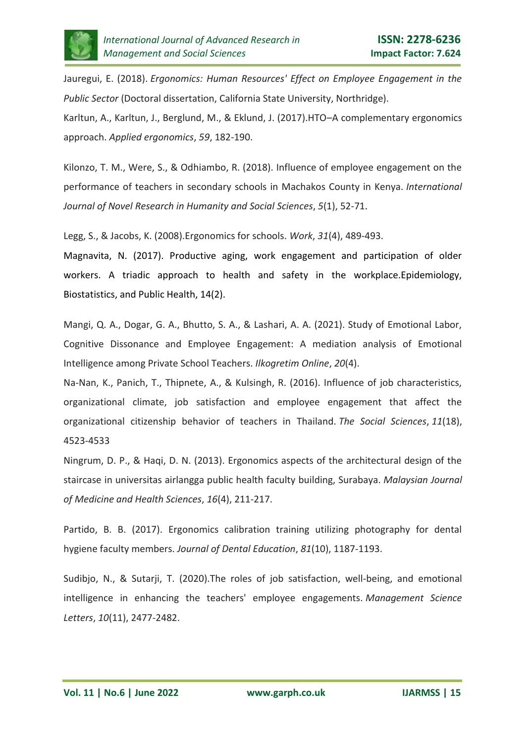Jauregui, E. (2018). *Ergonomics: Human Resources' Effect on Employee Engagement in the Public Sector* (Doctoral dissertation, California State University, Northridge).

Karltun, A., Karltun, J., Berglund, M., & Eklund, J. (2017).HTO–A complementary ergonomics approach. *Applied ergonomics*, *59*, 182-190.

Kilonzo, T. M., Were, S., & Odhiambo, R. (2018). Influence of employee engagement on the performance of teachers in secondary schools in Machakos County in Kenya. *International Journal of Novel Research in Humanity and Social Sciences*, *5*(1), 52-71.

Legg, S., & Jacobs, K. (2008).Ergonomics for schools. *Work*, *31*(4), 489-493.

Magnavita, N. (2017). Productive aging, work engagement and participation of older workers. A triadic approach to health and safety in the workplace.Epidemiology, Biostatistics, and Public Health, 14(2).

Mangi, Q. A., Dogar, G. A., Bhutto, S. A., & Lashari, A. A. (2021). Study of Emotional Labor, Cognitive Dissonance and Employee Engagement: A mediation analysis of Emotional Intelligence among Private School Teachers. *Ilkogretim Online*, *20*(4).

Na-Nan, K., Panich, T., Thipnete, A., & Kulsingh, R. (2016). Influence of job characteristics, organizational climate, job satisfaction and employee engagement that affect the organizational citizenship behavior of teachers in Thailand. *The Social Sciences*, *11*(18), 4523-4533

Ningrum, D. P., & Haqi, D. N. (2013). Ergonomics aspects of the architectural design of the staircase in universitas airlangga public health faculty building, Surabaya. *Malaysian Journal of Medicine and Health Sciences*, *16*(4), 211-217.

Partido, B. B. (2017). Ergonomics calibration training utilizing photography for dental hygiene faculty members. *Journal of Dental Education*, *81*(10), 1187-1193.

Sudibjo, N., & Sutarji, T. (2020).The roles of job satisfaction, well-being, and emotional intelligence in enhancing the teachers' employee engagements. *Management Science Letters*, *10*(11), 2477-2482.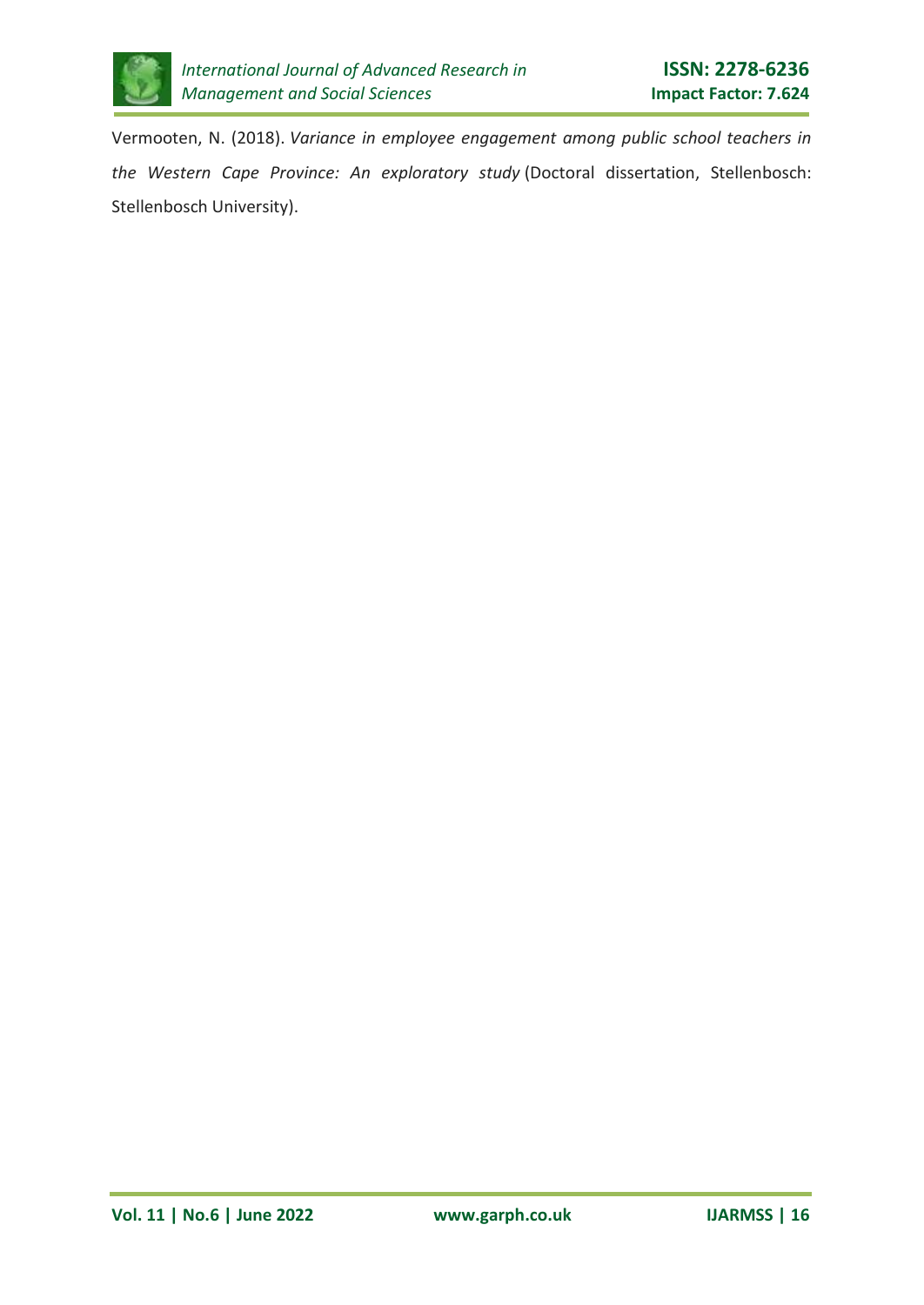Vermooten, N. (2018). *Variance in employee engagement among public school teachers in the Western Cape Province: An exploratory study* (Doctoral dissertation, Stellenbosch: Stellenbosch University).